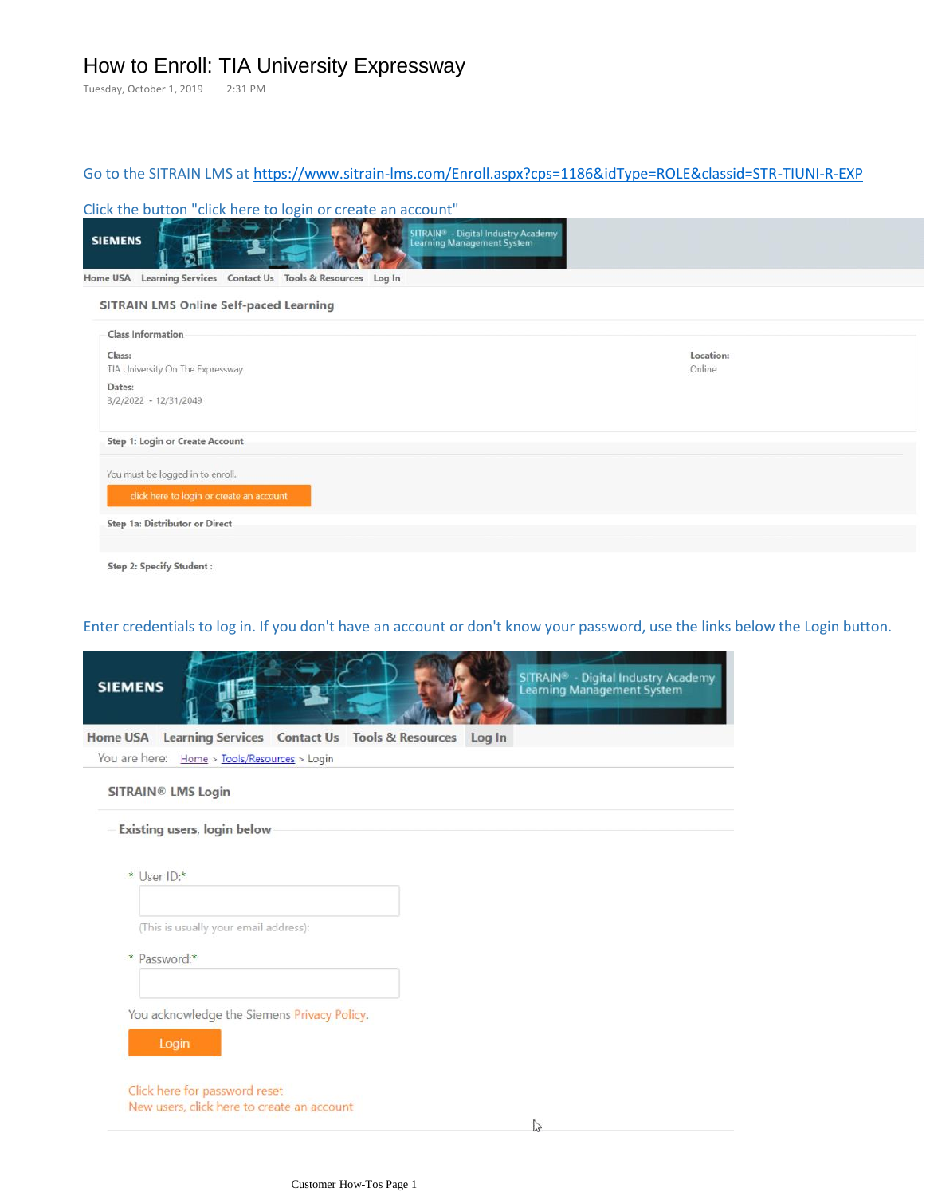# How to Enroll: TIA University Expressway

Tuesday, October 1, 2019 2:31 PM

Go to the SITRAIN LMS at https://www.sitrain-lms.com/Enroll.aspx?cps=1186&idType=ROLE&classid=STR-TIUNI-R-EXP

Click the button "click here to login or create an account"

SIEMENS

SITRAIN® - Digital Industry Academy Learning Management System

Home USA Learning Services Contact Us Tools & Resources Log In

**SITRAIN LMS Online Self-paced Learning**

Class Information

**Class:**
TIA University On The Expressway

**Location:**
Online

**Dates:**
3/2/2022 - 12/31/2049

**Step 1: Login or Create Account**

You must be logged in to enroll.

click here to login or create an account

**Step 1a: Distributor or Direct**

**Step 2: Specify Student :**

Enter credentials to log in. If you don't have an account or don't know your password, use the links below the Login button.

SIEMENS

SITRAIN® - Digital Industry Academy Learning Management System

Home USA Learning Services Contact Us Tools & Resources Log In

You are here: Home > Tools/Resources > Login

**SITRAIN® LMS Login**

**Existing users, login below**

\* User ID:*

(This is usually your email address):

\* Password:*

You acknowledge the Siemens Privacy Policy.

Login

Click here for password reset
New users, click here to create an account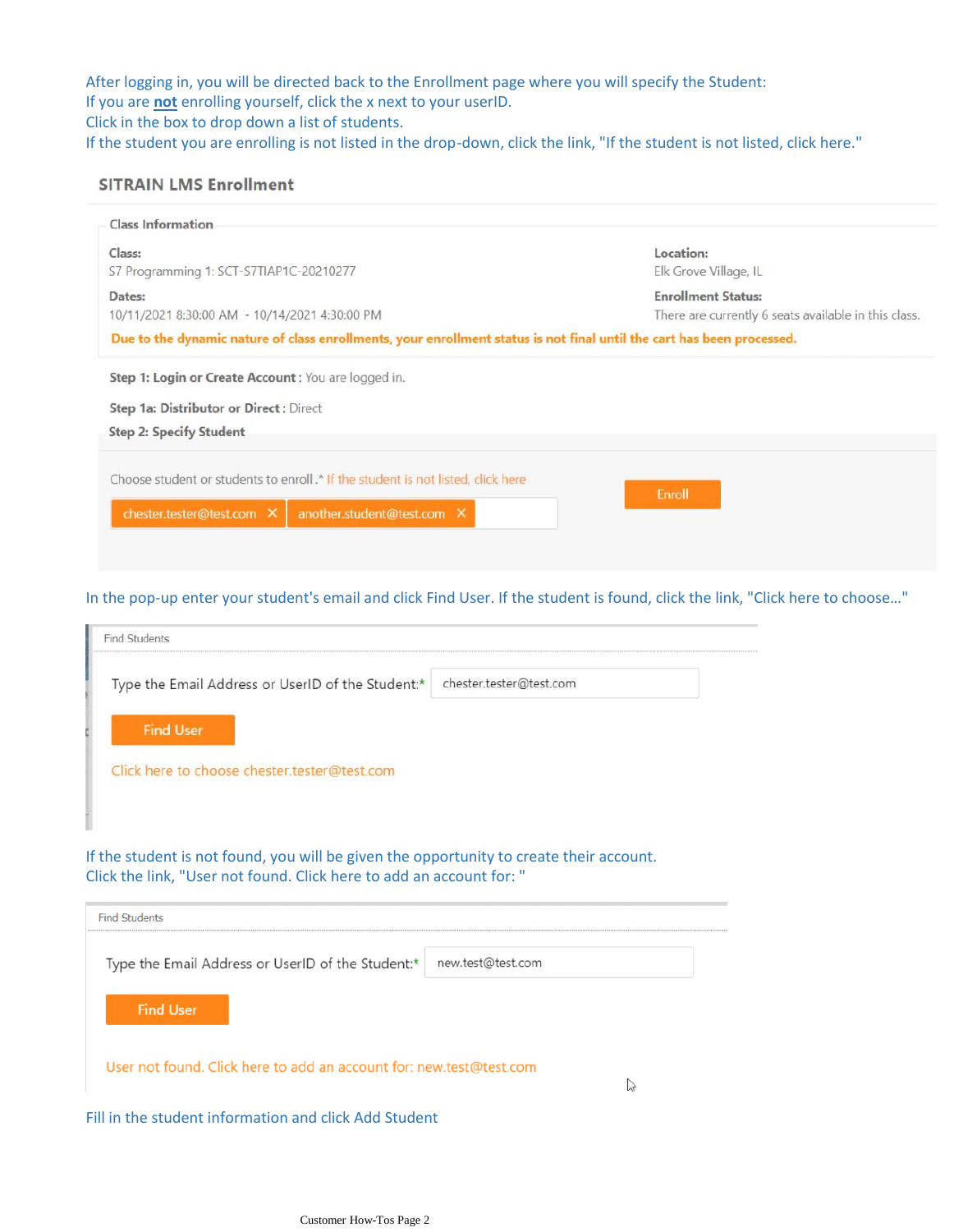After logging in, you will be directed back to the Enrollment page where you will specify the Student:
If you are **not** enrolling yourself, click the x next to your userID.
Click in the box to drop down a list of students.
If the student you are enrolling is not listed in the drop-down, click the link, "If the student is not listed, click here."

## SITRAIN LMS Enrollment

Class Information

**Class:**
S7 Programming 1: SCT-S7TIAP1C-20210277

**Dates:**
10/11/2021 8:30:00 AM - 10/14/2021 4:30:00 PM

**Location:**
Elk Grove Village, IL

**Enrollment Status:**
There are currently 6 seats available in this class.

**Due to the dynamic nature of class enrollments, your enrollment status is not final until the cart has been processed.**

**Step 1: Login or Create Account** : You are logged in.

**Step 1a: Distributor or Direct** : Direct

**Step 2: Specify Student**

Choose student or students to enroll.* If the student is not listed, click here

chester.tester@test.com ✕ another.student@test.com ✕

Enroll

In the pop-up enter your student's email and click Find User. If the student is found, click the link, "Click here to choose…"

Find Students

Type the Email Address or UserID of the Student:* chester.tester@test.com

Find User

Click here to choose chester.tester@test.com

If the student is not found, you will be given the opportunity to create their account.
Click the link, "User not found. Click here to add an account for: "

Find Students

Type the Email Address or UserID of the Student:* new.test@test.com

Find User

User not found. Click here to add an account for: new.test@test.com

Fill in the student information and click Add Student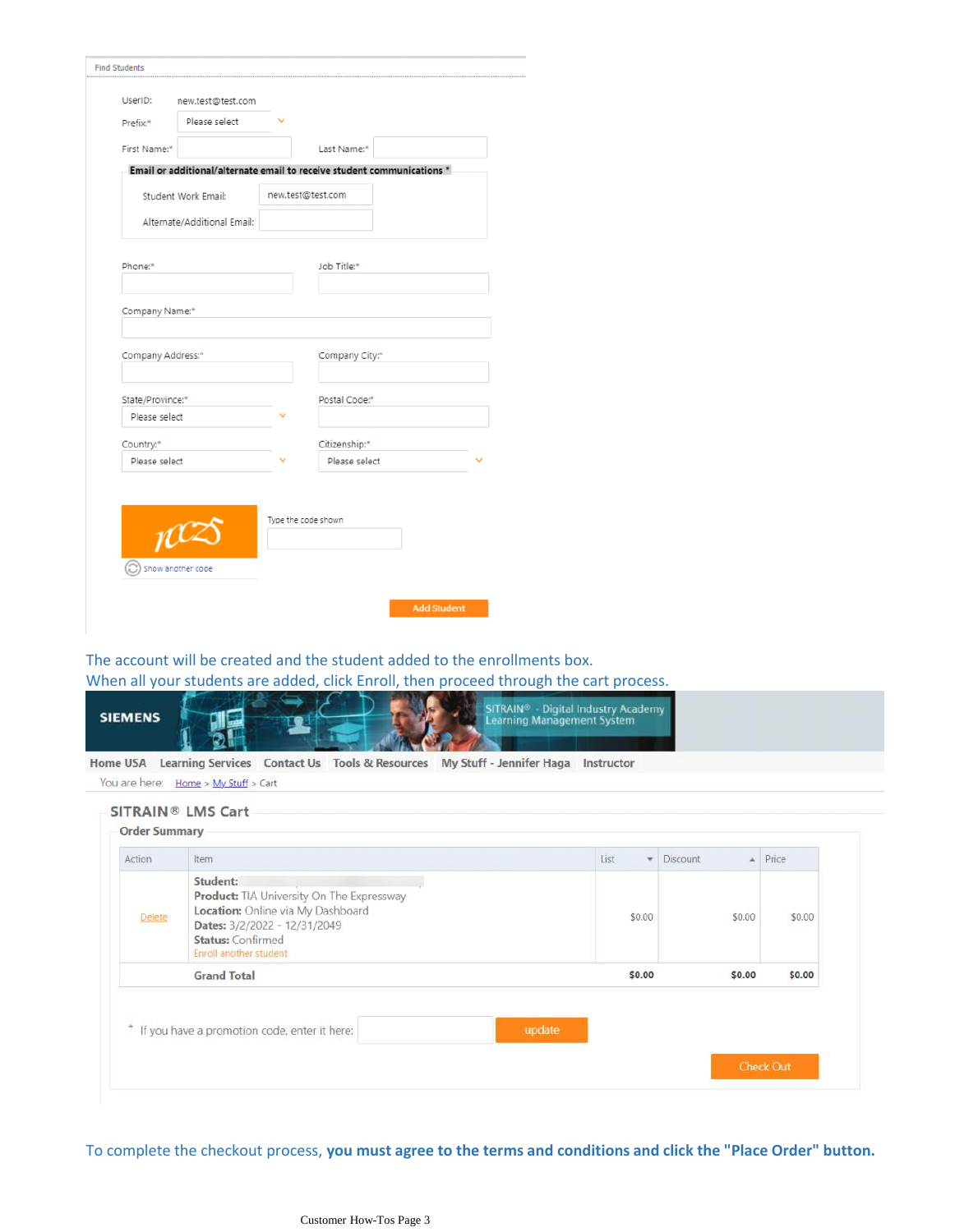Find Students

UserID: new.test@test.com

Prefix:* Please select

First Name:* 

Last Name:*

**Email or additional/alternate email to receive student communications ***

Student Work Email: new.test@test.com

Alternate/Additional Email:

Phone:*

Job Title:*

Company Name:*

Company Address:*

Company City:*

State/Province:* Please select

Postal Code:*

Country:* Please select

Citizenship:* Please select

Type the code shown

Show another code

Add Student

The account will be created and the student added to the enrollments box.
When all your students are added, click Enroll, then proceed through the cart process.

SIEMENS

SITRAIN® - Digital Industry Academy Learning Management System

Home USA | Learning Services | Contact Us | Tools & Resources | My Stuff - Jennifer Haga | Instructor

You are here: Home > My Stuff > Cart

## SITRAIN® LMS Cart

### Order Summary

| Action | Item | List | Discount | Price |
|---|---|---|---|---|
| Delete | **Student:**<br>**Product:** TIA University On The Expressway<br>**Location:** Online via My Dashboard<br>**Dates:** 3/2/2022 - 12/31/2049<br>**Status:** Confirmed<br>Enroll another student | $0.00 | $0.00 | $0.00 |
| | **Grand Total** | **$0.00** | **$0.00** | **$0.00** |

* If you have a promotion code, enter it here: update

Check Out

To complete the checkout process, **you must agree to the terms and conditions and click the "Place Order" button.**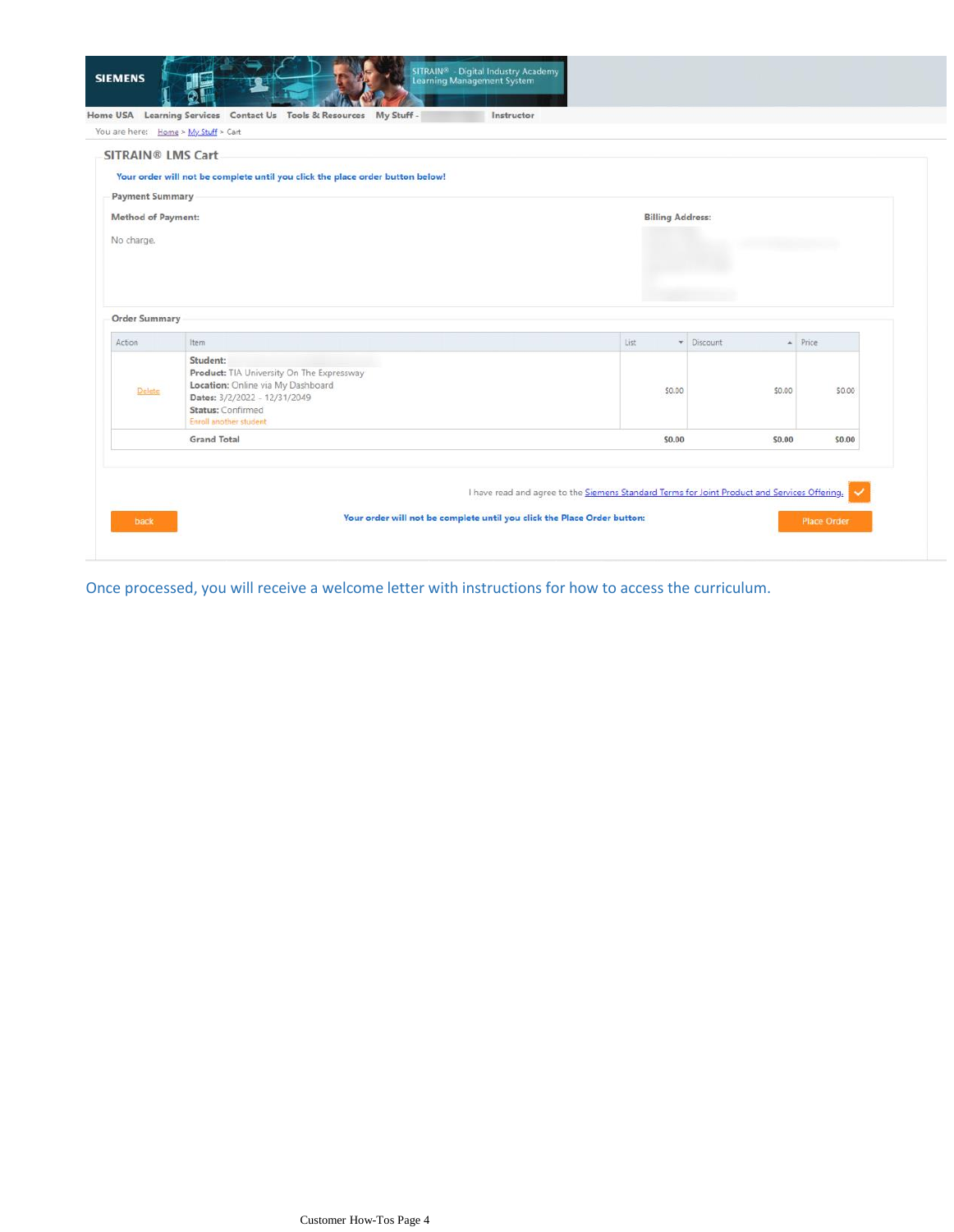SIEMENS

SITRAIN® - Digital Industry Academy Learning Management System

Home USA | Learning Services | Contact Us | Tools & Resources | My Stuff - | Instructor

You are here: Home > My Stuff > Cart

## SITRAIN® LMS Cart

**Your order will not be complete until you click the place order button below!**

### Payment Summary

**Method of Payment:**

No charge.

**Billing Address:**

### Order Summary

| Action | Item | List | Discount | Price |
|---|---|---|---|---|
| Delete | **Student:** <br> **Product:** TIA University On The Expressway <br> **Location:** Online via My Dashboard <br> **Dates:** 3/2/2022 - 12/31/2049 <br> **Status:** Confirmed <br> Enroll another student | $0.00 | $0.00 | $0.00 |
| | **Grand Total** | **$0.00** | **$0.00** | **$0.00** |

I have read and agree to the Siemens Standard Terms for Joint Product and Services Offering.

back

**Your order will not be complete until you click the Place Order button:**

Place Order

Once processed, you will receive a welcome letter with instructions for how to access the curriculum.